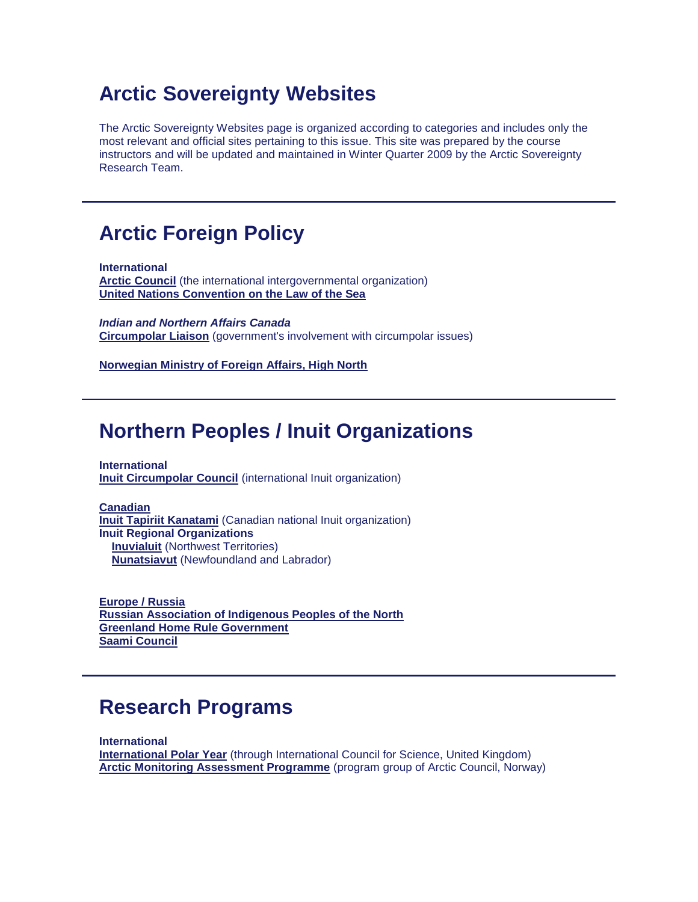# Arctic Sovereignty Websites

The Arctic Sovereignty Websites page is organized according to categories and includes only the most relevant and official sites pertaining to this issue. This site was prepared by the course instructors and will be updated and maintained in Winter Quarter 2009 by the Arctic Sovereignty Research Team.

---

## Arctic Foreign Policy

**International**
**Arctic Council** (the international intergovernmental organization)
**United Nations Convention on the Law of the Sea**

***Indian and Northern Affairs Canada***
**Circumpolar Liaison** (government's involvement with circumpolar issues)

**Norwegian Ministry of Foreign Affairs, High North**

---

## Northern Peoples / Inuit Organizations

**International**
**Inuit Circumpolar Council** (international Inuit organization)

**Canadian**
**Inuit Tapiriit Kanatami** (Canadian national Inuit organization)
**Inuit Regional Organizations**
- **Inuvialuit** (Northwest Territories)
- **Nunatsiavut** (Newfoundland and Labrador)

**Europe / Russia**
**Russian Association of Indigenous Peoples of the North**
**Greenland Home Rule Government**
**Saami Council**

---

## Research Programs

**International**
**International Polar Year** (through International Council for Science, United Kingdom)
**Arctic Monitoring Assessment Programme** (program group of Arctic Council, Norway)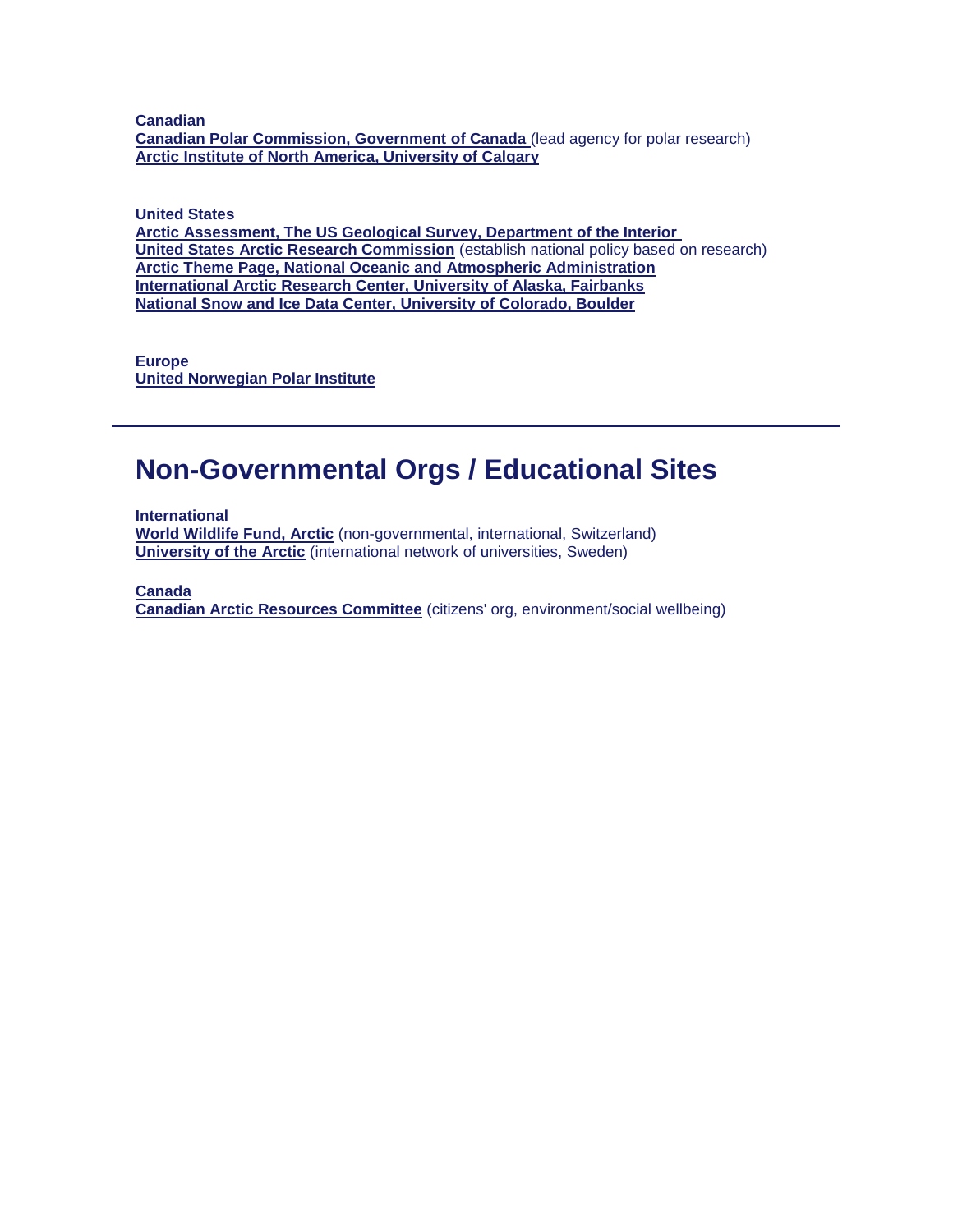**Canadian**
**Canadian Polar Commission, Government of Canada** (lead agency for polar research)
**Arctic Institute of North America, University of Calgary**

**United States**
**Arctic Assessment, The US Geological Survey, Department of the Interior**
**United States Arctic Research Commission** (establish national policy based on research)
**Arctic Theme Page, National Oceanic and Atmospheric Administration**
**International Arctic Research Center, University of Alaska, Fairbanks**
**National Snow and Ice Data Center, University of Colorado, Boulder**

**Europe**
**United Norwegian Polar Institute**

---

## Non-Governmental Orgs / Educational Sites

**International**
**World Wildlife Fund, Arctic** (non-governmental, international, Switzerland)
**University of the Arctic** (international network of universities, Sweden)

**Canada**
**Canadian Arctic Resources Committee** (citizens' org, environment/social wellbeing)